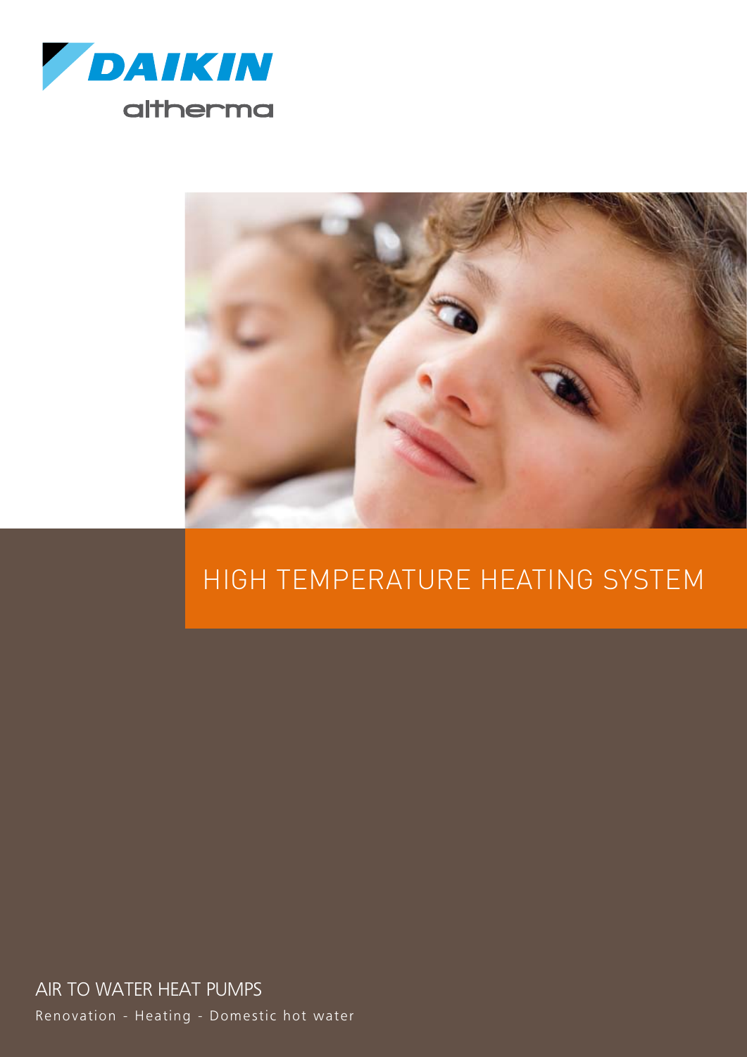DAIKIN

altherma

# HIGH TEMPERATURE HEATING SYSTEM

## AIR TO WATER HEAT PUMPS

Renovation - Heating - Domestic hot water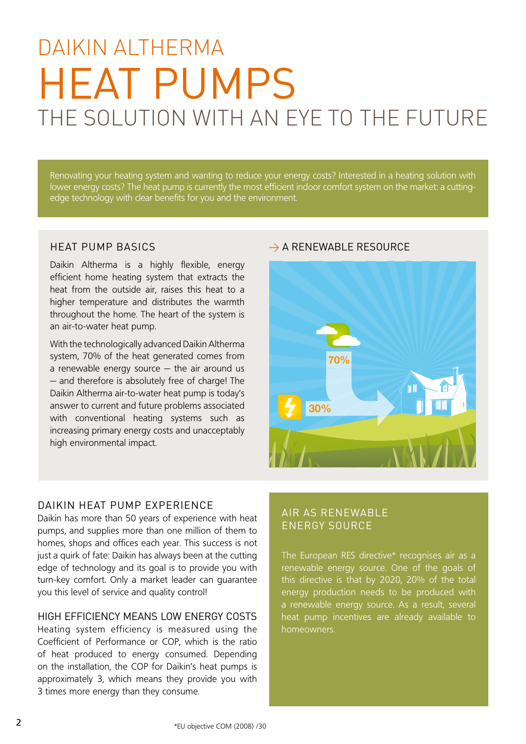# DAIKIN ALTHERMA

# HEAT PUMPS

## THE SOLUTION WITH AN EYE TO THE FUTURE

Renovating your heating system and wanting to reduce your energy costs? Interested in a heating solution with lower energy costs? The heat pump is currently the most efficient indoor comfort system on the market: a cutting-edge technology with clear benefits for you and the environment.

### HEAT PUMP BASICS

Daikin Altherma is a highly flexible, energy efficient home heating system that extracts the heat from the outside air, raises this heat to a higher temperature and distributes the warmth throughout the home. The heart of the system is an air-to-water heat pump.

With the technologically advanced Daikin Altherma system, 70% of the heat generated comes from a renewable energy source – the air around us – and therefore is absolutely free of charge! The Daikin Altherma air-to-water heat pump is today's answer to current and future problems associated with conventional heating systems such as increasing primary energy costs and unacceptably high environmental impact.

### → A RENEWABLE RESOURCE

70%

30%

### DAIKIN HEAT PUMP EXPERIENCE

Daikin has more than 50 years of experience with heat pumps, and supplies more than one million of them to homes, shops and offices each year. This success is not just a quirk of fate: Daikin has always been at the cutting edge of technology and its goal is to provide you with turn-key comfort. Only a market leader can guarantee you this level of service and quality control!

### HIGH EFFICIENCY MEANS LOW ENERGY COSTS

Heating system efficiency is measured using the Coefficient of Performance or COP, which is the ratio of heat produced to energy consumed. Depending on the installation, the COP for Daikin's heat pumps is approximately 3, which means they provide you with 3 times more energy than they consume.

### AIR AS RENEWABLE ENERGY SOURCE

The European RES directive* recognises air as a renewable energy source. One of the goals of this directive is that by 2020, 20% of the total energy production needs to be produced with a renewable energy source. As a result, several heat pump incentives are already available to homeowners.

*EU objective COM (2008) /30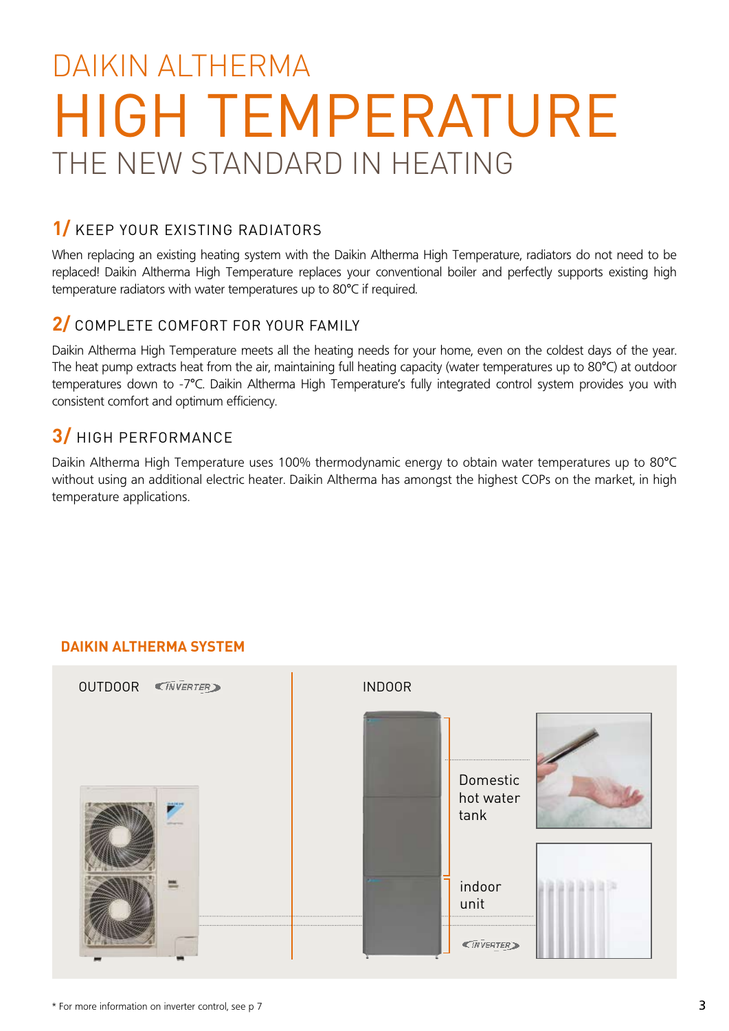# DAIKIN ALTHERMA HIGH TEMPERATURE THE NEW STANDARD IN HEATING

## 1/ KEEP YOUR EXISTING RADIATORS

When replacing an existing heating system with the Daikin Altherma High Temperature, radiators do not need to be replaced! Daikin Altherma High Temperature replaces your conventional boiler and perfectly supports existing high temperature radiators with water temperatures up to 80°C if required.

## 2/ COMPLETE COMFORT FOR YOUR FAMILY

Daikin Altherma High Temperature meets all the heating needs for your home, even on the coldest days of the year. The heat pump extracts heat from the air, maintaining full heating capacity (water temperatures up to 80°C) at outdoor temperatures down to -7°C. Daikin Altherma High Temperature's fully integrated control system provides you with consistent comfort and optimum efficiency.

## 3/ HIGH PERFORMANCE

Daikin Altherma High Temperature uses 100% thermodynamic energy to obtain water temperatures up to 80°C without using an additional electric heater. Daikin Altherma has amongst the highest COPs on the market, in high temperature applications.

**DAIKIN ALTHERMA SYSTEM**

OUTDOOR INVERTER

INDOOR

Domestic hot water tank

indoor unit

INVERTER

* For more information on inverter control, see p 7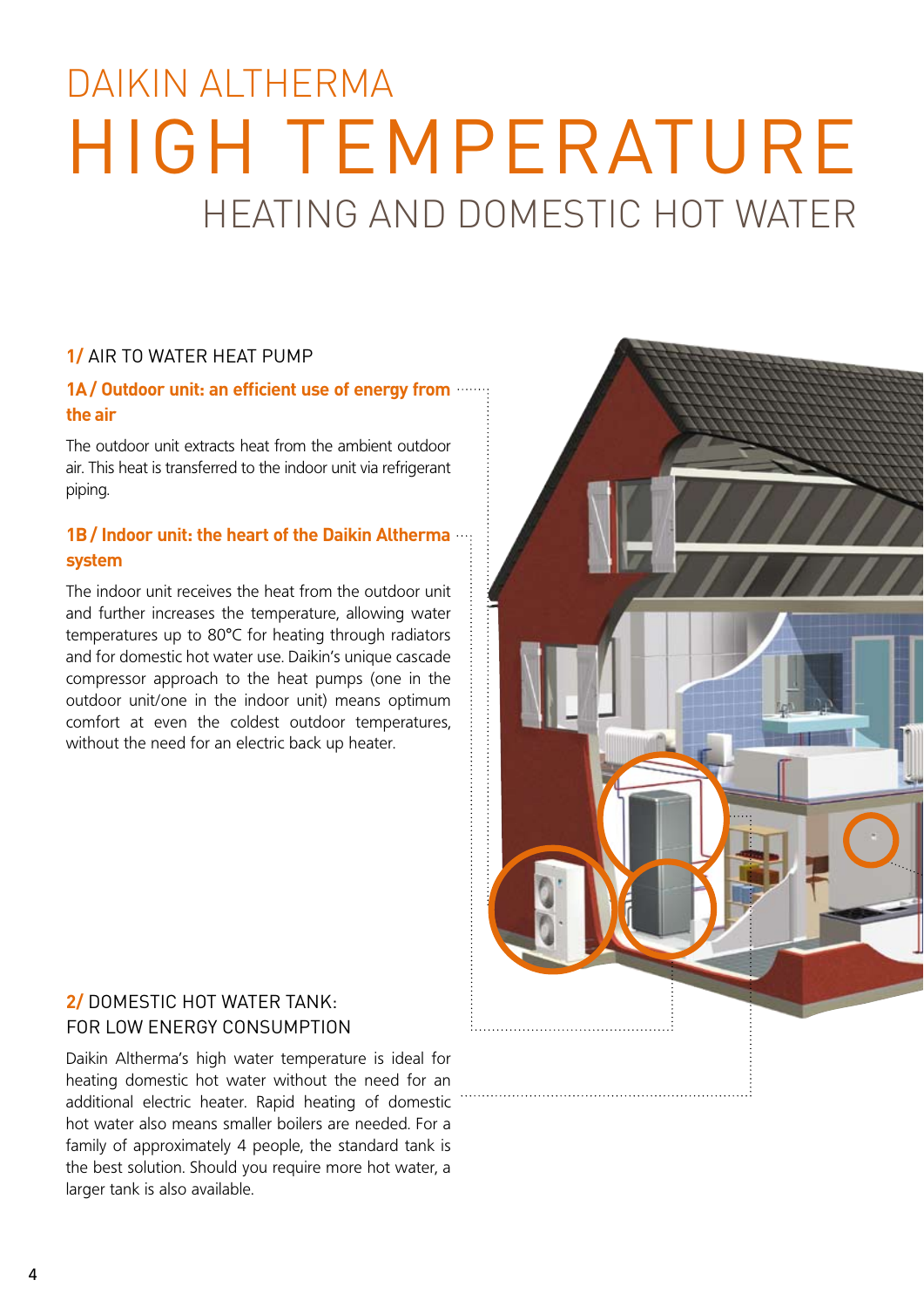# DAIKIN ALTHERMA HIGH TEMPERATURE HEATING AND DOMESTIC HOT WATER

## 1/ AIR TO WATER HEAT PUMP

### 1A / Outdoor unit: an efficient use of energy from the air

The outdoor unit extracts heat from the ambient outdoor air. This heat is transferred to the indoor unit via refrigerant piping.

### 1B / Indoor unit: the heart of the Daikin Altherma system

The indoor unit receives the heat from the outdoor unit and further increases the temperature, allowing water temperatures up to 80°C for heating through radiators and for domestic hot water use. Daikin's unique cascade compressor approach to the heat pumps (one in the outdoor unit/one in the indoor unit) means optimum comfort at even the coldest outdoor temperatures, without the need for an electric back up heater.

## 2/ DOMESTIC HOT WATER TANK: FOR LOW ENERGY CONSUMPTION

Daikin Altherma's high water temperature is ideal for heating domestic hot water without the need for an additional electric heater. Rapid heating of domestic hot water also means smaller boilers are needed. For a family of approximately 4 people, the standard tank is the best solution. Should you require more hot water, a larger tank is also available.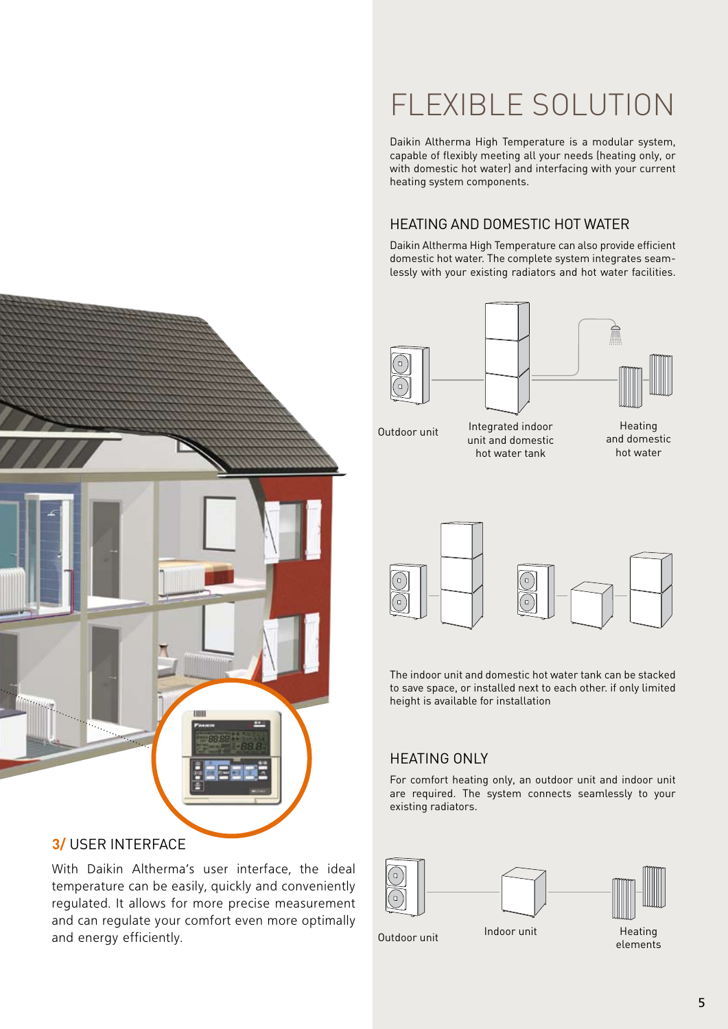## 3/ USER INTERFACE

With Daikin Altherma's user interface, the ideal temperature can be easily, quickly and conveniently regulated. It allows for more precise measurement and can regulate your comfort even more optimally and energy efficiently.

# FLEXIBLE SOLUTION

Daikin Altherma High Temperature is a modular system, capable of flexibly meeting all your needs (heating only, or with domestic hot water) and interfacing with your current heating system components.

## HEATING AND DOMESTIC HOT WATER

Daikin Altherma High Temperature can also provide efficient domestic hot water. The complete system integrates seamlessly with your existing radiators and hot water facilities.

Outdoor unit

Integrated indoor unit and domestic hot water tank

Heating and domestic hot water

The indoor unit and domestic hot water tank can be stacked to save space, or installed next to each other. if only limited height is available for installation

## HEATING ONLY

For comfort heating only, an outdoor unit and indoor unit are required. The system connects seamlessly to your existing radiators.

Outdoor unit

Indoor unit

Heating elements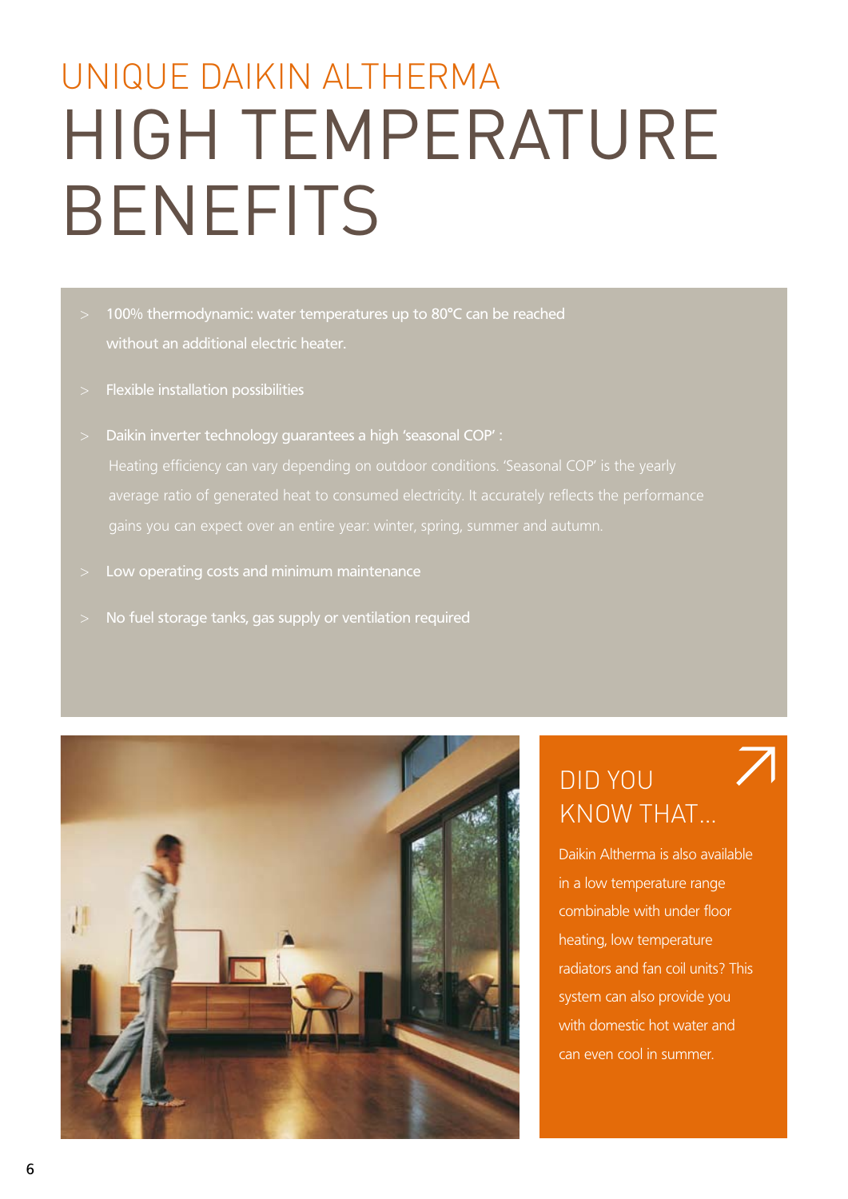# UNIQUE DAIKIN ALTHERMA
# HIGH TEMPERATURE BENEFITS

- 100% thermodynamic: water temperatures up to 80°C can be reached without an additional electric heater.
- Flexible installation possibilities
- Daikin inverter technology guarantees a high 'seasonal COP' :
  Heating efficiency can vary depending on outdoor conditions. 'Seasonal COP' is the yearly average ratio of generated heat to consumed electricity. It accurately reflects the performance gains you can expect over an entire year: winter, spring, summer and autumn.
- Low operating costs and minimum maintenance
- No fuel storage tanks, gas supply or ventilation required

## DID YOU KNOW THAT...

Daikin Altherma is also available in a low temperature range combinable with under floor heating, low temperature radiators and fan coil units? This system can also provide you with domestic hot water and can even cool in summer.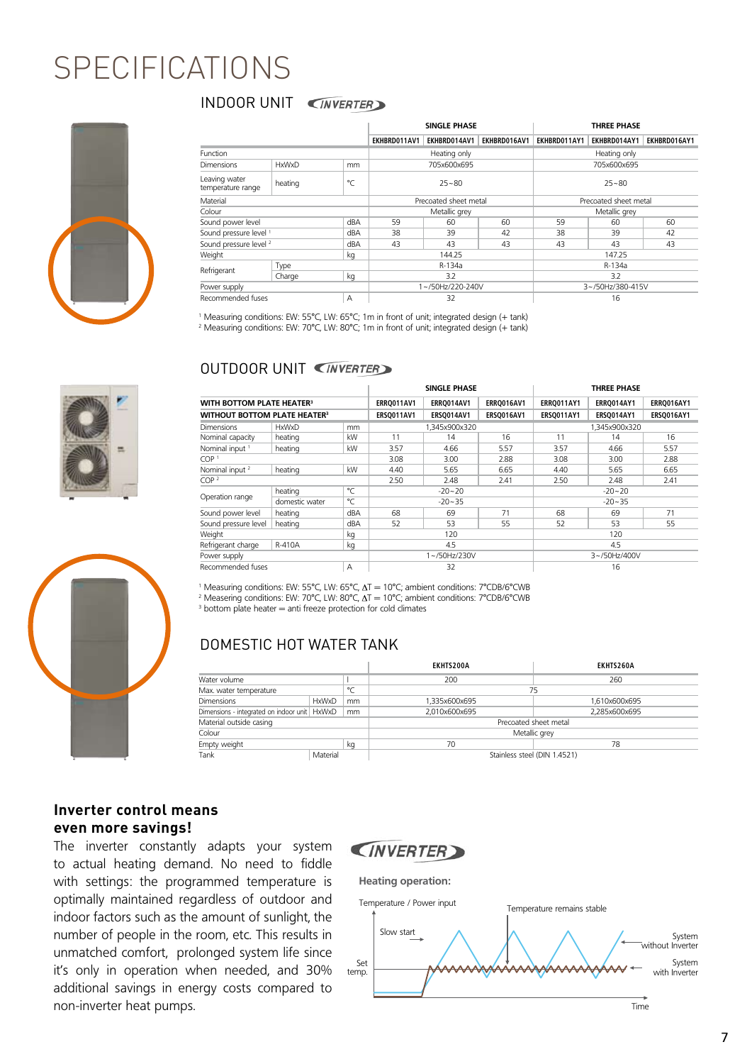# SPECIFICATIONS

## INDOOR UNIT

| | | | SINGLE PHASE | | | THREE PHASE | | |
|---|---|---|---|---|---|---|---|---|
| | | | EKHBRD011AV1 | EKHBRD014AV1 | EKHBRD016AV1 | EKHBRD011AY1 | EKHBRD014AY1 | EKHBRD016AY1 |
| Function | | | Heating only | | | Heating only | | |
| Dimensions | HxWxD | mm | 705x600x695 | | | 705x600x695 | | |
| Leaving water temperature range | heating | °C | 25~80 | | | 25~80 | | |
| Material | | | Precoated sheet metal | | | Precoated sheet metal | | |
| Colour | | | Metallic grey | | | Metallic grey | | |
| Sound power level | | dBA | 59 | 60 | 60 | 59 | 60 | 60 |
| Sound pressure level [1] | | dBA | 38 | 39 | 42 | 38 | 39 | 42 |
| Sound pressure level [2] | | dBA | 43 | 43 | 43 | 43 | 43 | 43 |
| Weight | | kg | 144.25 | | | 147.25 | | |
| Refrigerant | Type | | R-134a | | | R-134a | | |
| | Charge | kg | 3.2 | | | 3.2 | | |
| Power supply | | | 1~/50Hz/220-240V | | | 3~/50Hz/380-415V | | |
| Recommended fuses | | A | 32 | | | 16 | | |

[1] Measuring conditions: EW: 55°C, LW: 65°C; 1m in front of unit; integrated design (+ tank)
[2] Measuring conditions: EW: 70°C, LW: 80°C; 1m in front of unit; integrated design (+ tank)

## OUTDOOR UNIT

| | | | SINGLE PHASE | | | THREE PHASE | | |
|---|---|---|---|---|---|---|---|---|
| **WITH BOTTOM PLATE HEATER[3]** | | | ERRQ011AV1 | ERRQ014AV1 | ERRQ016AV1 | ERRQ011AY1 | ERRQ014AY1 | ERRQ016AY1 |
| **WITHOUT BOTTOM PLATE HEATER[3]** | | | ERSQ011AV1 | ERSQ014AV1 | ERSQ016AV1 | ERSQ011AY1 | ERSQ014AY1 | ERSQ016AY1 |
| Dimensions | HxWxD | mm | 1,345x900x320 | | | 1,345x900x320 | | |
| Nominal capacity | heating | kW | 11 | 14 | 16 | 11 | 14 | 16 |
| Nominal input [1] | heating | kW | 3.57 | 4.66 | 5.57 | 3.57 | 4.66 | 5.57 |
| COP [1] | | | 3.08 | 3.00 | 2.88 | 3.08 | 3.00 | 2.88 |
| Nominal input [2] | heating | kW | 4.40 | 5.65 | 6.65 | 4.40 | 5.65 | 6.65 |
| COP [2] | | | 2.50 | 2.48 | 2.41 | 2.50 | 2.48 | 2.41 |
| Operation range | heating | °C | -20~20 | | | -20~20 | | |
| | domestic water | °C | -20~35 | | | -20~35 | | |
| Sound power level | heating | dBA | 68 | 69 | 71 | 68 | 69 | 71 |
| Sound pressure level | heating | dBA | 52 | 53 | 55 | 52 | 53 | 55 |
| Weight | | kg | 120 | | | 120 | | |
| Refrigerant charge | R-410A | kg | 4.5 | | | 4.5 | | |
| Power supply | | | 1~/50Hz/230V | | | 3~/50Hz/400V | | |
| Recommended fuses | | A | 32 | | | 16 | | |

[1] Measuring conditions: EW: 55°C, LW: 65°C, ΔT = 10°C; ambient conditions: 7°CDB/6°CWB
[2] Measering conditions: EW: 70°C, LW: 80°C, ΔT = 10°C; ambient conditions: 7°CDB/6°CWB
[3] bottom plate heater = anti freeze protection for cold climates

## DOMESTIC HOT WATER TANK

| | | | EKHTS200A | EKHTS260A |
|---|---|---|---|---|
| Water volume | | l | 200 | 260 |
| Max. water temperature | | °C | 75 | |
| Dimensions | HxWxD | mm | 1,335x600x695 | 1,610x600x695 |
| Dimensions - integrated on indoor unit | HxWxD | mm | 2,010x600x695 | 2,285x600x695 |
| Material outside casing | | | Precoated sheet metal | |
| Colour | | | Metallic grey | |
| Empty weight | | kg | 70 | 78 |
| Tank | Material | | Stainless steel (DIN 1.4521) | |

**Inverter control means even more savings!**

The inverter constantly adapts your system to actual heating demand. No need to fiddle with settings: the programmed temperature is optimally maintained regardless of outdoor and indoor factors such as the amount of sunlight, the number of people in the room, etc. This results in unmatched comfort, prolonged system life since it's only in operation when needed, and 30% additional savings in energy costs compared to non-inverter heat pumps.

**Heating operation:**

Temperature / Power input — Slow start — Temperature remains stable — System without Inverter — System with Inverter — Set temp. — Time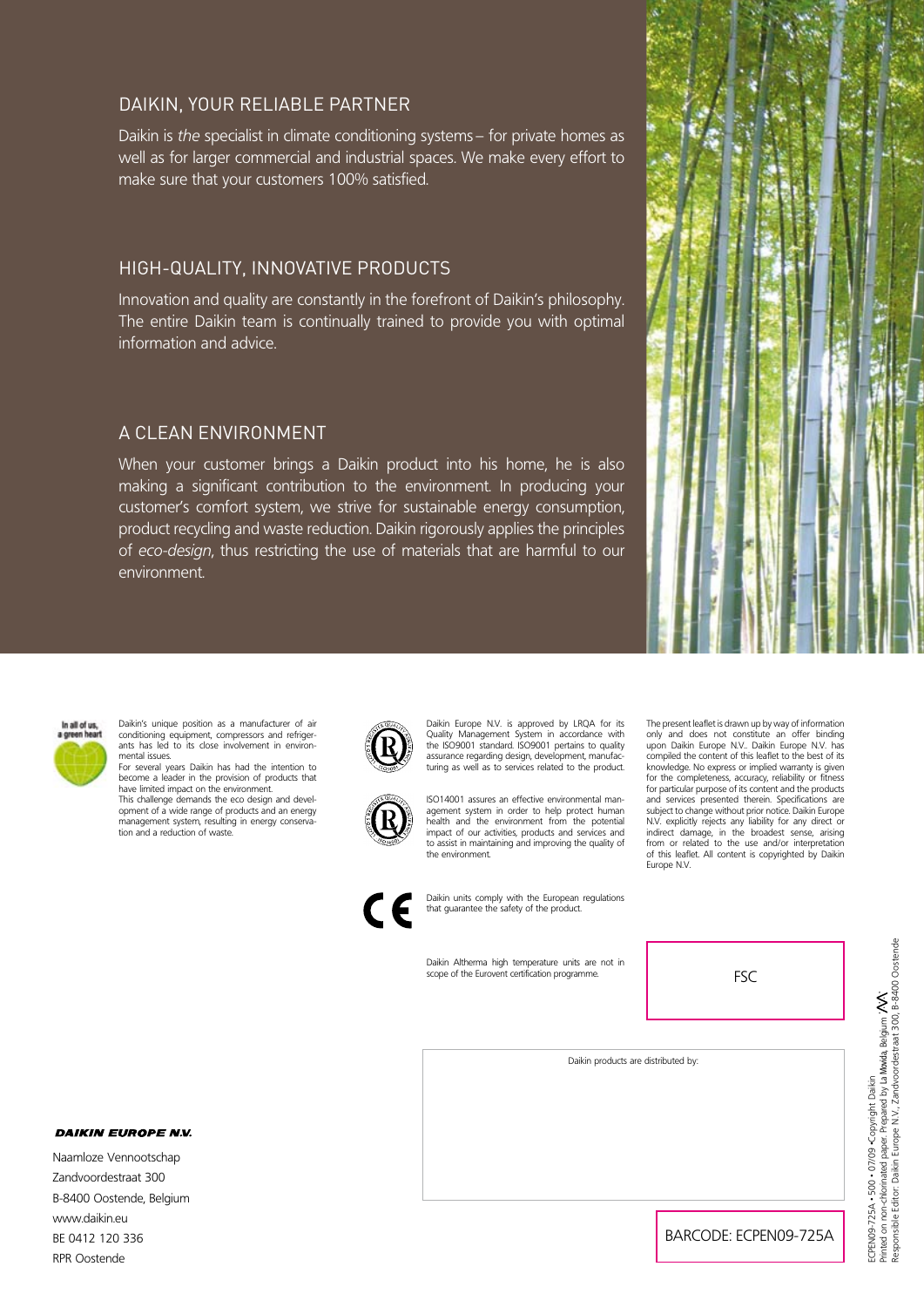## DAIKIN, YOUR RELIABLE PARTNER

Daikin is *the* specialist in climate conditioning systems – for private homes as well as for larger commercial and industrial spaces. We make every effort to make sure that your customers 100% satisfied.

## HIGH-QUALITY, INNOVATIVE PRODUCTS

Innovation and quality are constantly in the forefront of Daikin's philosophy. The entire Daikin team is continually trained to provide you with optimal information and advice.

## A CLEAN ENVIRONMENT

When your customer brings a Daikin product into his home, he is also making a significant contribution to the environment. In producing your customer's comfort system, we strive for sustainable energy consumption, product recycling and waste reduction. Daikin rigorously applies the principles of *eco-design*, thus restricting the use of materials that are harmful to our environment.

In all of us, a green heart

Daikin's unique position as a manufacturer of air conditioning equipment, compressors and refrigerants has led to its close involvement in environmental issues.
For several years Daikin has had the intention to become a leader in the provision of products that have limited impact on the environment.
This challenge demands the eco design and development of a wide range of products and an energy management system, resulting in energy conservation and a reduction of waste.

Daikin Europe N.V. is approved by LRQA for its Quality Management System in accordance with the ISO9001 standard. ISO9001 pertains to quality assurance regarding design, development, manufacturing as well as to services related to the product.

ISO14001 assures an effective environmental management system in order to help protect human health and the environment from the potential impact of our activities, products and services and to assist in maintaining and improving the quality of the environment.

Daikin units comply with the European regulations that guarantee the safety of the product.

Daikin Altherma high temperature units are not in scope of the Eurovent certification programme.

The present leaflet is drawn up by way of information only and does not constitute an offer binding upon Daikin Europe N.V.. Daikin Europe N.V. has compiled the content of this leaflet to the best of its knowledge. No express or implied warranty is given for the completeness, accuracy, reliability or fitness for particular purpose of its content and the products and services presented therein. Specifications are subject to change without prior notice. Daikin Europe N.V. explicitly rejects any liability for any direct or indirect damage, in the broadest sense, arising from or related to the use and/or interpretation of this leaflet. All content is copyrighted by Daikin Europe N.V.

FSC

Daikin products are distributed by:

**DAIKIN EUROPE N.V.**

Naamloze Vennootschap
Zandvoordestraat 300
B-8400 Oostende, Belgium
www.daikin.eu
BE 0412 120 336
RPR Oostende

BARCODE: ECPEN09-725A

ECPEN09-725A • 500 • 07/09 •Copyright Daikin
Printed on non-chlorinated paper. Prepared by La Movida, Belgium
Responsible Editor: Daikin Europe N.V., Zandvoordestraat 300, B-8400 Oostende